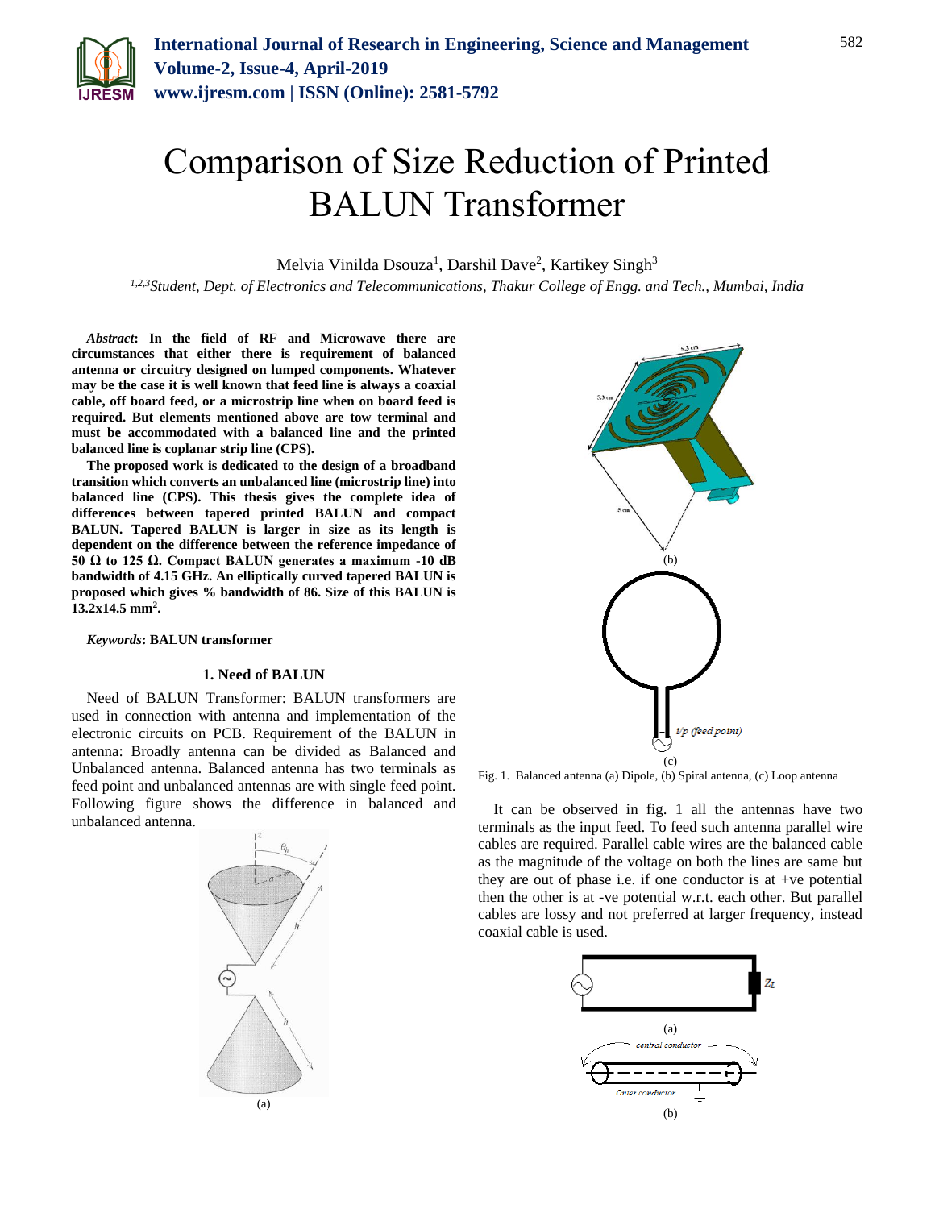# Comparison of Size Reduction of Printed BALUN Transformer

Melvia Vinilda Dsouza[1], Darshil Dave[2], Kartikey Singh[3]

[1,2,3]*Student, Dept. of Electronics and Telecommunications, Thakur College of Engg. and Tech., Mumbai, India*

***Abstract*: In the field of RF and Microwave there are circumstances that either there is requirement of balanced antenna or circuitry designed on lumped components. Whatever may be the case it is well known that feed line is always a coaxial cable, off board feed, or a microstrip line when on board feed is required. But elements mentioned above are tow terminal and must be accommodated with a balanced line and the printed balanced line is coplanar strip line (CPS).**

**The proposed work is dedicated to the design of a broadband transition which converts an unbalanced line (microstrip line) into balanced line (CPS). This thesis gives the complete idea of differences between tapered printed BALUN and compact BALUN. Tapered BALUN is larger in size as its length is dependent on the difference between the reference impedance of 50 Ω to 125 Ω. Compact BALUN generates a maximum -10 dB bandwidth of 4.15 GHz. An elliptically curved tapered BALUN is proposed which gives % bandwidth of 86. Size of this BALUN is 13.2x14.5 mm$^2$.**

***Keywords*: BALUN transformer**

## 1. Need of BALUN

Need of BALUN Transformer: BALUN transformers are used in connection with antenna and implementation of the electronic circuits on PCB. Requirement of the BALUN in antenna: Broadly antenna can be divided as Balanced and Unbalanced antenna. Balanced antenna has two terminals as feed point and unbalanced antennas are with single feed point. Following figure shows the difference in balanced and unbalanced antenna.

Fig. 1. Balanced antenna (a) Dipole, (b) Spiral antenna, (c) Loop antenna

It can be observed in fig. 1 all the antennas have two terminals as the input feed. To feed such antenna parallel wire cables are required. Parallel cable wires are the balanced cable as the magnitude of the voltage on both the lines are same but they are out of phase i.e. if one conductor is at +ve potential then the other is at -ve potential w.r.t. each other. But parallel cables are lossy and not preferred at larger frequency, instead coaxial cable is used.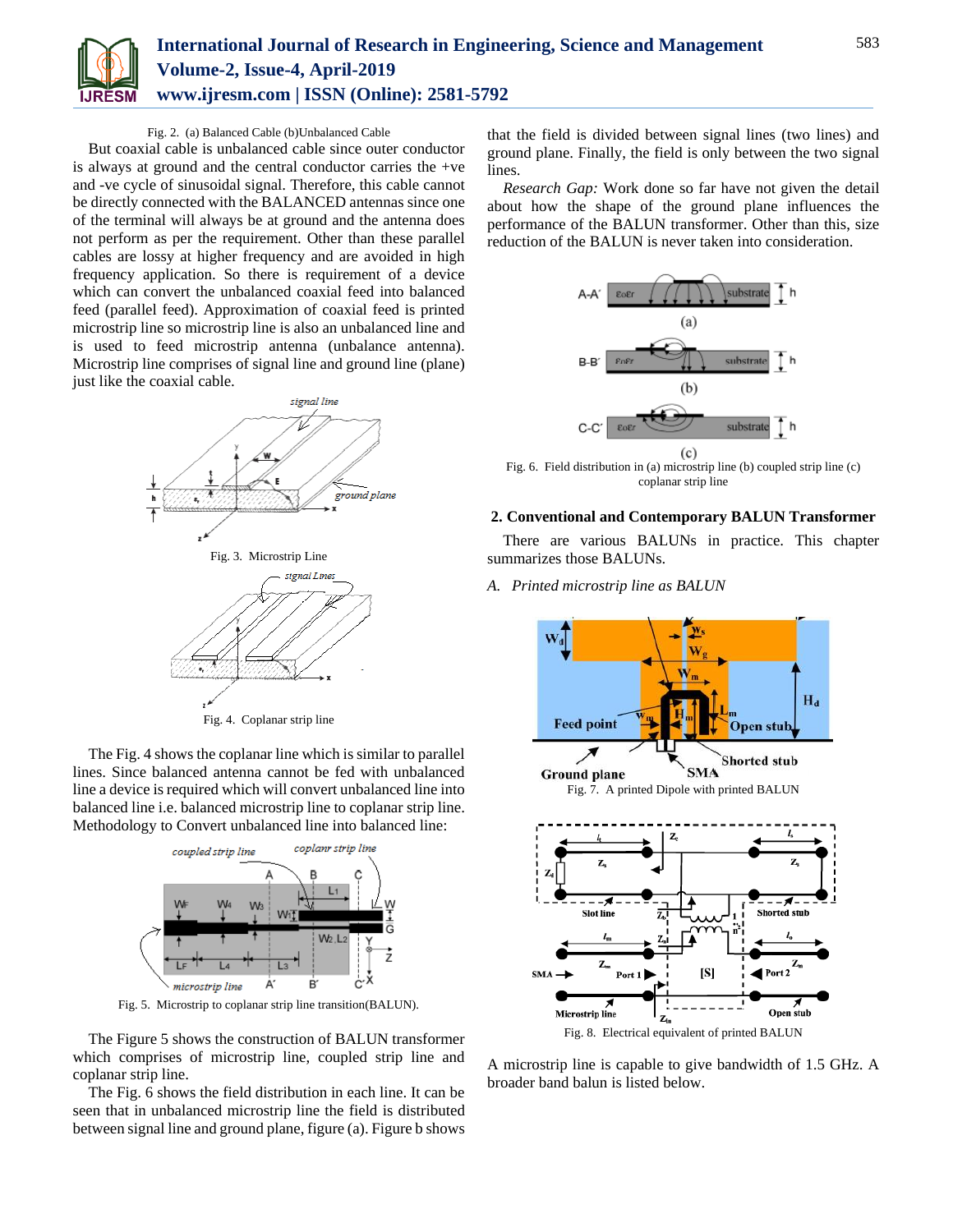Fig. 2. (a) Balanced Cable (b)Unbalanced Cable

But coaxial cable is unbalanced cable since outer conductor is always at ground and the central conductor carries the +ve and -ve cycle of sinusoidal signal. Therefore, this cable cannot be directly connected with the BALANCED antennas since one of the terminal will always be at ground and the antenna does not perform as per the requirement. Other than these parallel cables are lossy at higher frequency and are avoided in high frequency application. So there is requirement of a device which can convert the unbalanced coaxial feed into balanced feed (parallel feed). Approximation of coaxial feed is printed microstrip line so microstrip line is also an unbalanced line and is used to feed microstrip antenna (unbalance antenna). Microstrip line comprises of signal line and ground line (plane) just like the coaxial cable.

Fig. 3. Microstrip Line

Fig. 4. Coplanar strip line

The Fig. 4 shows the coplanar line which is similar to parallel lines. Since balanced antenna cannot be fed with unbalanced line a device is required which will convert unbalanced line into balanced line i.e. balanced microstrip line to coplanar strip line. Methodology to Convert unbalanced line into balanced line:

Fig. 5. Microstrip to coplanar strip line transition(BALUN).

The Figure 5 shows the construction of BALUN transformer which comprises of microstrip line, coupled strip line and coplanar strip line.

The Fig. 6 shows the field distribution in each line. It can be seen that in unbalanced microstrip line the field is distributed between signal line and ground plane, figure (a). Figure b shows that the field is divided between signal lines (two lines) and ground plane. Finally, the field is only between the two signal lines.

*Research Gap:* Work done so far have not given the detail about how the shape of the ground plane influences the performance of the BALUN transformer. Other than this, size reduction of the BALUN is never taken into consideration.

Fig. 6. Field distribution in (a) microstrip line (b) coupled strip line (c) coplanar strip line

## 2. Conventional and Contemporary BALUN Transformer

There are various BALUNs in practice. This chapter summarizes those BALUNs.

### *A. Printed microstrip line as BALUN*

Fig. 7. A printed Dipole with printed BALUN

Fig. 8. Electrical equivalent of printed BALUN

A microstrip line is capable to give bandwidth of 1.5 GHz. A broader band balun is listed below.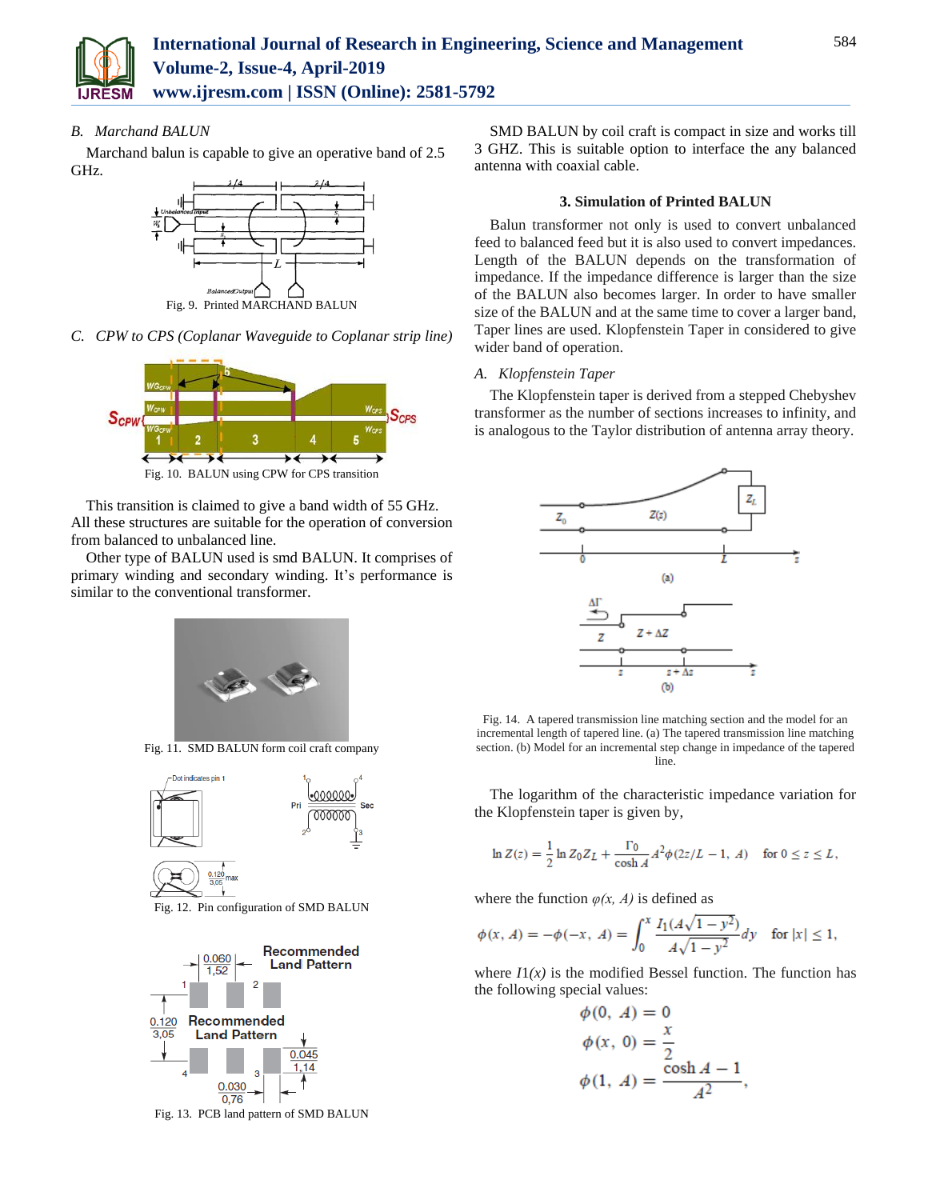### B. *Marchand BALUN*

Marchand balun is capable to give an operative band of 2.5 GHz.

Fig. 9. Printed MARCHAND BALUN

### C. *CPW to CPS (Coplanar Waveguide to Coplanar strip line)*

Fig. 10. BALUN using CPW for CPS transition

This transition is claimed to give a band width of 55 GHz. All these structures are suitable for the operation of conversion from balanced to unbalanced line.

Other type of BALUN used is smd BALUN. It comprises of primary winding and secondary winding. It's performance is similar to the conventional transformer.

Fig. 11. SMD BALUN form coil craft company

Fig. 12. Pin configuration of SMD BALUN

Fig. 13. PCB land pattern of SMD BALUN

SMD BALUN by coil craft is compact in size and works till 3 GHZ. This is suitable option to interface the any balanced antenna with coaxial cable.

## 3. Simulation of Printed BALUN

Balun transformer not only is used to convert unbalanced feed to balanced feed but it is also used to convert impedances. Length of the BALUN depends on the transformation of impedance. If the impedance difference is larger than the size of the BALUN also becomes larger. In order to have smaller size of the BALUN and at the same time to cover a larger band, Taper lines are used. Klopfenstein Taper in considered to give wider band of operation.

### A. *Klopfenstein Taper*

The Klopfenstein taper is derived from a stepped Chebyshev transformer as the number of sections increases to infinity, and is analogous to the Taylor distribution of antenna array theory.

Fig. 14. A tapered transmission line matching section and the model for an incremental length of tapered line. (a) The tapered transmission line matching section. (b) Model for an incremental step change in impedance of the tapered line.

The logarithm of the characteristic impedance variation for the Klopfenstein taper is given by,

$$\ln Z(z) = \frac{1}{2}\ln Z_0 Z_L + \frac{\Gamma_0}{\cosh A} A^2 \phi(2z/L - 1,\ A) \quad \text{for } 0 \le z \le L,$$

where the function $\varphi(x, A)$ is defined as

$$\phi(x,\ A) = -\phi(-x,\ A) = \int_0^x \frac{I_1(A\sqrt{1-y^2})}{A\sqrt{1-y^2}}dy \quad \text{for } |x| \le 1,$$

where $I1(x)$ is the modified Bessel function. The function has the following special values:

$$\phi(0,\ A) = 0$$

$$\phi(x,\ 0) = \frac{x}{2}$$

$$\phi(1,\ A) = \frac{\cosh A - 1}{A^2},$$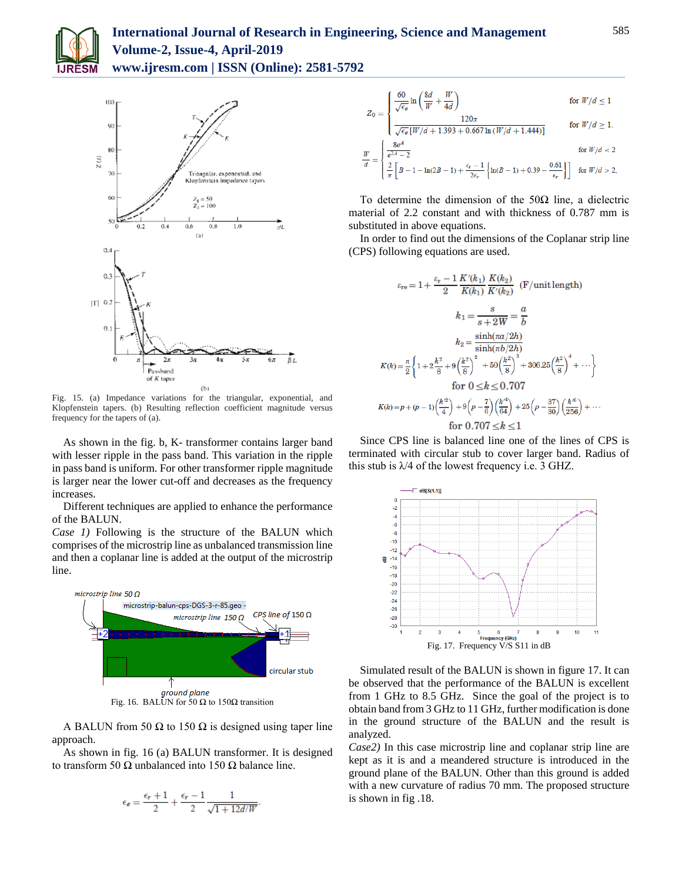Fig. 15. (a) Impedance variations for the triangular, exponential, and Klopfenstein tapers. (b) Resulting reflection coefficient magnitude versus frequency for the tapers of (a).

As shown in the fig. b, K- transformer contains larger band with lesser ripple in the pass band. This variation in the ripple in pass band is uniform. For other transformer ripple magnitude is larger near the lower cut-off and decreases as the frequency increases.

Different techniques are applied to enhance the performance of the BALUN.

*Case 1)* Following is the structure of the BALUN which comprises of the microstrip line as unbalanced transmission line and then a coplanar line is added at the output of the microstrip line.

Fig. 16. BALUN for 50 Ω to 150Ω transition

A BALUN from 50 Ω to 150 Ω is designed using taper line approach.

As shown in fig. 16 (a) BALUN transformer. It is designed to transform 50 Ω unbalanced into 150 Ω balance line.

$$\epsilon_e = \frac{\epsilon_r + 1}{2} + \frac{\epsilon_r - 1}{2} \frac{1}{\sqrt{1 + 12d/W}}.$$

$$Z_0 = \begin{cases} \dfrac{60}{\sqrt{\epsilon_e}} \ln\left(\dfrac{8d}{W} + \dfrac{W}{4d}\right) & \text{for } W/d \le 1 \\ \dfrac{120\pi}{\sqrt{\epsilon_e}\left[W/d + 1.393 + 0.667 \ln\left(W/d + 1.444\right)\right]} & \text{for } W/d \ge 1. \end{cases}$$

$$\frac{W}{d} = \begin{cases} \dfrac{8e^A}{e^{2A} - 2} & \text{for } W/d < 2 \\ \dfrac{2}{\pi}\left[B - 1 - \ln(2B - 1) + \dfrac{\epsilon_r - 1}{2\epsilon_r}\left\{\ln(B - 1) + 0.39 - \dfrac{0.61}{\epsilon_r}\right\}\right] & \text{for } W/d > 2, \end{cases}$$

To determine the dimension of the 50Ω line, a dielectric material of 2.2 constant and with thickness of 0.787 mm is substituted in above equations.

In order to find out the dimensions of the Coplanar strip line (CPS) following equations are used.

$$\varepsilon_{re} = 1 + \frac{\varepsilon_r - 1}{2} \frac{K'(k_1)}{K(k_1)} \frac{K(k_2)}{K'(k_2)} \text{ (F/unit length)}$$

$$k_1 = \frac{s}{s + 2W} = \frac{a}{b}$$

$$k_2 = \frac{\sinh(\pi a/2h)}{\sinh(\pi b/2h)}$$

$$K(k) = \frac{\pi}{2}\left\{1 + 2\frac{k^2}{8} + 9\left(\frac{k^2}{8}\right)^2 + 50\left(\frac{k^2}{8}\right)^3 + 306.25\left(\frac{k^2}{8}\right)^4 + \cdots\right\}$$

$$\text{for } 0 \le k \le 0.707$$

$$K(k) = p + (p - 1)\left(\frac{k'^2}{4}\right) + 9\left(p - \frac{7}{6}\right)\left(\frac{k'^4}{64}\right) + 25\left(p - \frac{37}{30}\right)\left(\frac{k'^6}{256}\right) + \cdots$$

$$\text{for } 0.707 \le k \le 1$$

Since CPS line is balanced line one of the lines of CPS is terminated with circular stub to cover larger band. Radius of this stub is λ/4 of the lowest frequency i.e. 3 GHZ.

Fig. 17. Frequency V/S S11 in dB

Simulated result of the BALUN is shown in figure 17. It can be observed that the performance of the BALUN is excellent from 1 GHz to 8.5 GHz. Since the goal of the project is to obtain band from 3 GHz to 11 GHz, further modification is done in the ground structure of the BALUN and the result is analyzed.

*Case2)* In this case microstrip line and coplanar strip line are kept as it is and a meandered structure is introduced in the ground plane of the BALUN. Other than this ground is added with a new curvature of radius 70 mm. The proposed structure is shown in fig .18.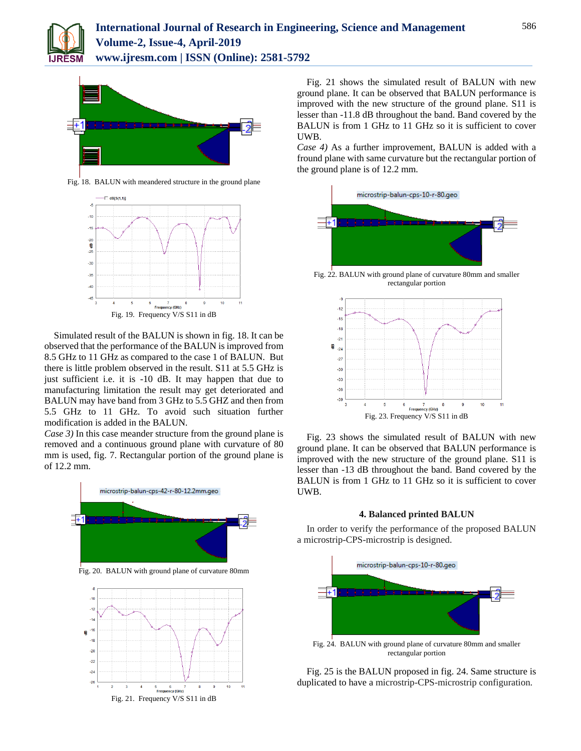Fig. 18. BALUN with meandered structure in the ground plane

Fig. 19. Frequency V/S S11 in dB

Simulated result of the BALUN is shown in fig. 18. It can be observed that the performance of the BALUN is improved from 8.5 GHz to 11 GHz as compared to the case 1 of BALUN. But there is little problem observed in the result. S11 at 5.5 GHz is just sufficient i.e. it is -10 dB. It may happen that due to manufacturing limitation the result may get deteriorated and BALUN may have band from 3 GHz to 5.5 GHZ and then from 5.5 GHz to 11 GHz. To avoid such situation further modification is added in the BALUN.

*Case 3)* In this case meander structure from the ground plane is removed and a continuous ground plane with curvature of 80 mm is used, fig. 7. Rectangular portion of the ground plane is of 12.2 mm.

Fig. 20. BALUN with ground plane of curvature 80mm

Fig. 21. Frequency V/S S11 in dB

Fig. 21 shows the simulated result of BALUN with new ground plane. It can be observed that BALUN performance is improved with the new structure of the ground plane. S11 is lesser than -11.8 dB throughout the band. Band covered by the BALUN is from 1 GHz to 11 GHz so it is sufficient to cover UWB.

*Case 4)* As a further improvement, BALUN is added with a fround plane with same curvature but the rectangular portion of the ground plane is of 12.2 mm.

Fig. 22. BALUN with ground plane of curvature 80mm and smaller rectangular portion

Fig. 23. Frequency V/S S11 in dB

Fig. 23 shows the simulated result of BALUN with new ground plane. It can be observed that BALUN performance is improved with the new structure of the ground plane. S11 is lesser than -13 dB throughout the band. Band covered by the BALUN is from 1 GHz to 11 GHz so it is sufficient to cover UWB.

### 4. Balanced printed BALUN

In order to verify the performance of the proposed BALUN a microstrip-CPS-microstrip is designed.

Fig. 24. BALUN with ground plane of curvature 80mm and smaller rectangular portion

Fig. 25 is the BALUN proposed in fig. 24. Same structure is duplicated to have a microstrip-CPS-microstrip configuration.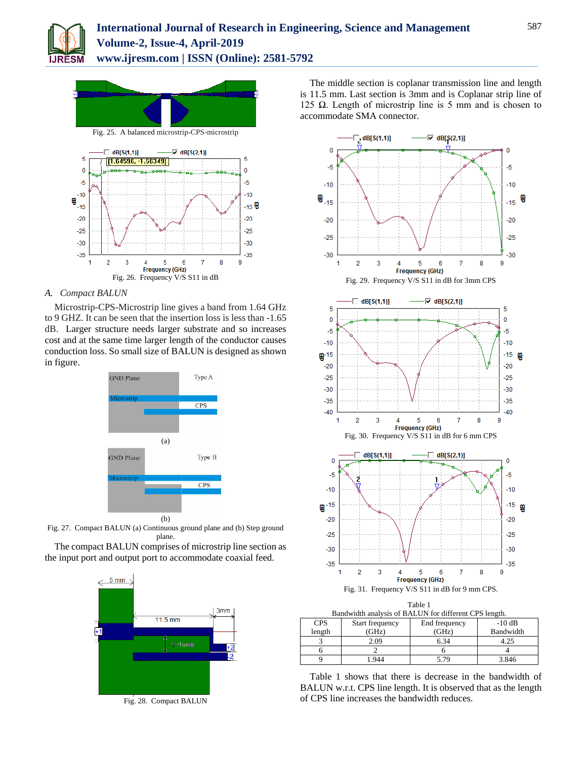Fig. 25. A balanced microstrip-CPS-microstrip

Fig. 26. Frequency V/S S11 in dB

### *A. Compact BALUN*

Microstrip-CPS-Microstrip line gives a band from 1.64 GHz to 9 GHZ. It can be seen that the insertion loss is less than -1.65 dB. Larger structure needs larger substrate and so increases cost and at the same time larger length of the conductor causes conduction loss. So small size of BALUN is designed as shown in figure.

(a)

(b)

Fig. 27. Compact BALUN (a) Continuous ground plane and (b) Step ground plane.

The compact BALUN comprises of microstrip line section as the input port and output port to accommodate coaxial feed.

Fig. 28. Compact BALUN

The middle section is coplanar transmission line and length is 11.5 mm. Last section is 3mm and is Coplanar strip line of 125 Ω. Length of microstrip line is 5 mm and is chosen to accommodate SMA connector.

Fig. 29. Frequency V/S S11 in dB for 3mm CPS

Fig. 30. Frequency V/S S11 in dB for 6 mm CPS

Fig. 31. Frequency V/S S11 in dB for 9 mm CPS.

Table 1
Bandwidth analysis of BALUN for different CPS length.

| CPS length | Start frequency (GHz) | End frequency (GHz) | -10 dB Bandwidth |
|---|---|---|---|
| 3 | 2.09 | 6.34 | 4.25 |
| 6 | 2 | 6 | 4 |
| 9 | 1.944 | 5.79 | 3.846 |

Table 1 shows that there is decrease in the bandwidth of BALUN w.r.t. CPS line length. It is observed that as the length of CPS line increases the bandwidth reduces.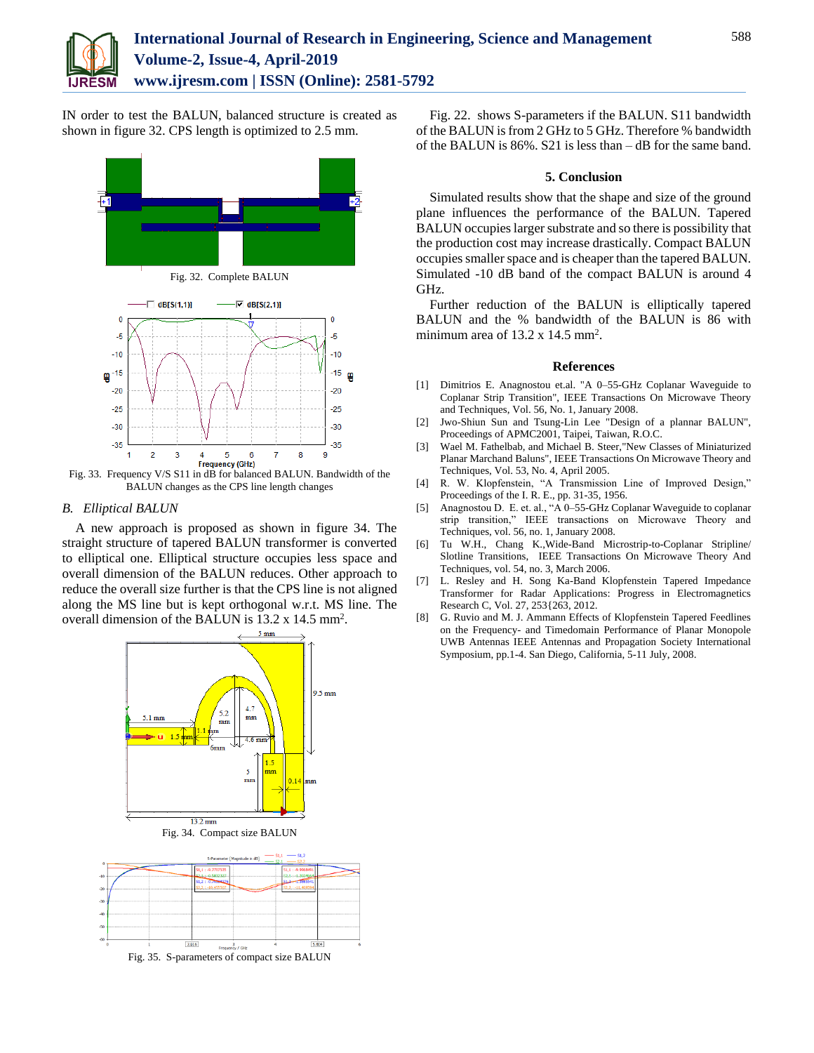IN order to test the BALUN, balanced structure is created as shown in figure 32. CPS length is optimized to 2.5 mm.

Fig. 32. Complete BALUN

dB[S(1,1)]
dB[S(2,1)]
0
-5
-10
-15
-20
-25
-30
-35
dB
1 2 3 4 5 6 7 8 9
Frequency (GHz)

Fig. 33. Frequency V/S S11 in dB for balanced BALUN. Bandwidth of the BALUN changes as the CPS line length changes

### B. Elliptical BALUN

A new approach is proposed as shown in figure 34. The straight structure of tapered BALUN transformer is converted to elliptical one. Elliptical structure occupies less space and overall dimension of the BALUN reduces. Other approach to reduce the overall size further is that the CPS line is not aligned along the MS line but is kept orthogonal w.r.t. MS line. The overall dimension of the BALUN is 13.2 x 14.5 mm$^2$.

5 mm
9.5 mm
5.1 mm
5.2 mm
4.7 mm
1.5 mm
1.1 mm
4.6 mm
6mm
1.5 mm
5 mm
0.14 mm
13.2 mm

Fig. 34. Compact size BALUN

Fig. 35. S-parameters of compact size BALUN

Fig. 22. shows S-parameters if the BALUN. S11 bandwidth of the BALUN is from 2 GHz to 5 GHz. Therefore % bandwidth of the BALUN is 86%. S21 is less than – dB for the same band.

## 5. Conclusion

Simulated results show that the shape and size of the ground plane influences the performance of the BALUN. Tapered BALUN occupies larger substrate and so there is possibility that the production cost may increase drastically. Compact BALUN occupies smaller space and is cheaper than the tapered BALUN. Simulated -10 dB band of the compact BALUN is around 4 GHz.

Further reduction of the BALUN is elliptically tapered BALUN and the % bandwidth of the BALUN is 86 with minimum area of 13.2 x 14.5 mm$^2$.

## References

- [1] Dimitrios E. Anagnostou et.al. "A 0–55-GHz Coplanar Waveguide to Coplanar Strip Transition", IEEE Transactions On Microwave Theory and Techniques, Vol. 56, No. 1, January 2008.
- [2] Jwo-Shiun Sun and Tsung-Lin Lee "Design of a plannar BALUN", Proceedings of APMC2001, Taipei, Taiwan, R.O.C.
- [3] Wael M. Fathelbab, and Michael B. Steer,"New Classes of Miniaturized Planar Marchand Baluns", IEEE Transactions On Microwave Theory and Techniques, Vol. 53, No. 4, April 2005.
- [4] R. W. Klopfenstein, "A Transmission Line of Improved Design," Proceedings of the I. R. E., pp. 31-35, 1956.
- [5] Anagnostou D. E. et. al., "A 0–55-GHz Coplanar Waveguide to coplanar strip transition," IEEE transactions on Microwave Theory and Techniques, vol. 56, no. 1, January 2008.
- [6] Tu W.H., Chang K.,Wide-Band Microstrip-to-Coplanar Stripline/ Slotline Transitions, IEEE Transactions On Microwave Theory And Techniques, vol. 54, no. 3, March 2006.
- [7] L. Resley and H. Song Ka-Band Klopfenstein Tapered Impedance Transformer for Radar Applications: Progress in Electromagnetics Research C, Vol. 27, 253{263, 2012.
- [8] G. Ruvio and M. J. Ammann Effects of Klopfenstein Tapered Feedlines on the Frequency- and Timedomain Performance of Planar Monopole UWB Antennas IEEE Antennas and Propagation Society International Symposium, pp.1-4. San Diego, California, 5-11 July, 2008.